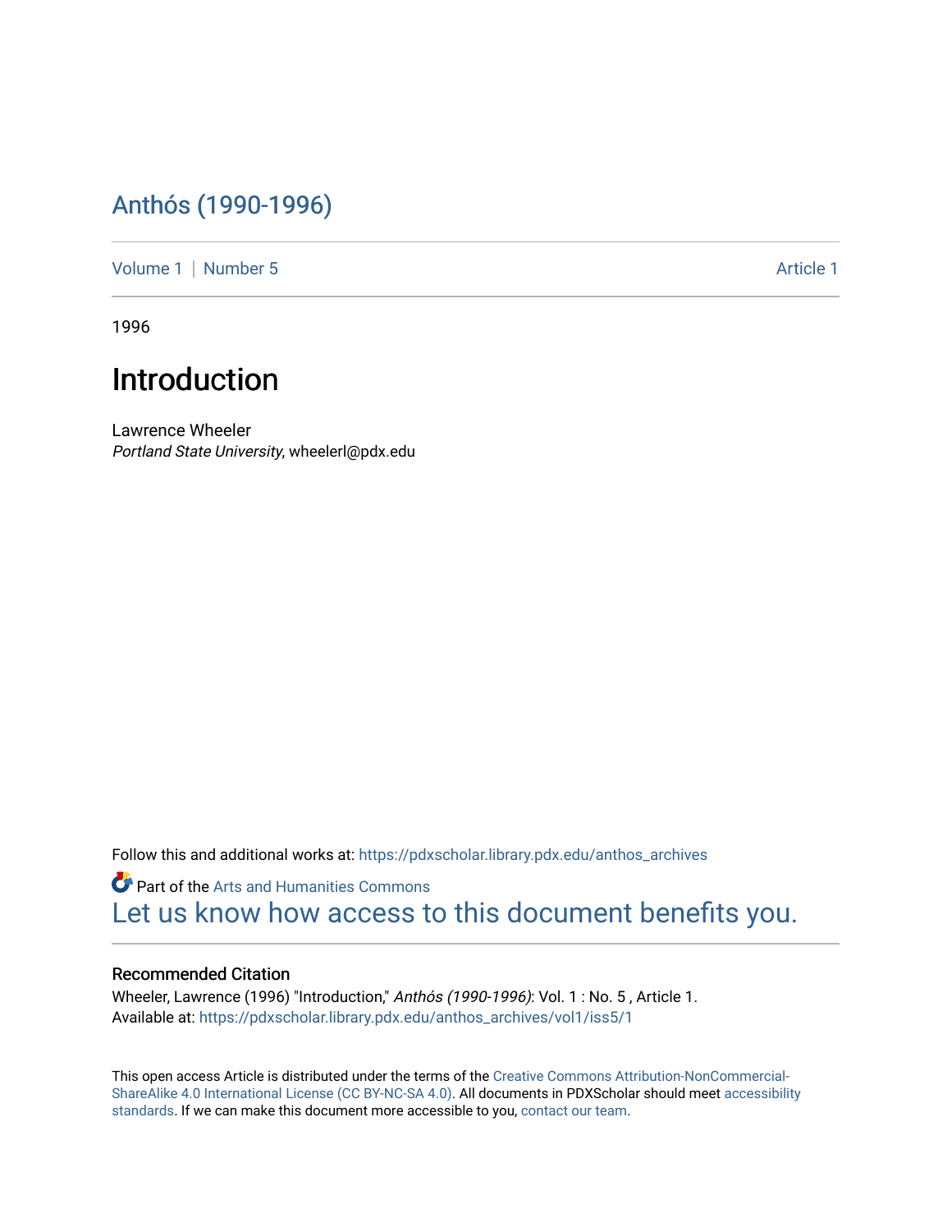# Anthós (1990-1996)

Volume 1 | Number 5 Article 1

1996

# Introduction

Lawrence Wheeler
*Portland State University*, wheelerl@pdx.edu

Follow this and additional works at: https://pdxscholar.library.pdx.edu/anthos_archives

Part of the Arts and Humanities Commons

Let us know how access to this document benefits you.

### Recommended Citation

Wheeler, Lawrence (1996) "Introduction," *Anthós (1990-1996)*: Vol. 1 : No. 5 , Article 1.
Available at: https://pdxscholar.library.pdx.edu/anthos_archives/vol1/iss5/1

This open access Article is distributed under the terms of the Creative Commons Attribution-NonCommercial-ShareAlike 4.0 International License (CC BY-NC-SA 4.0). All documents in PDXScholar should meet accessibility standards. If we can make this document more accessible to you, contact our team.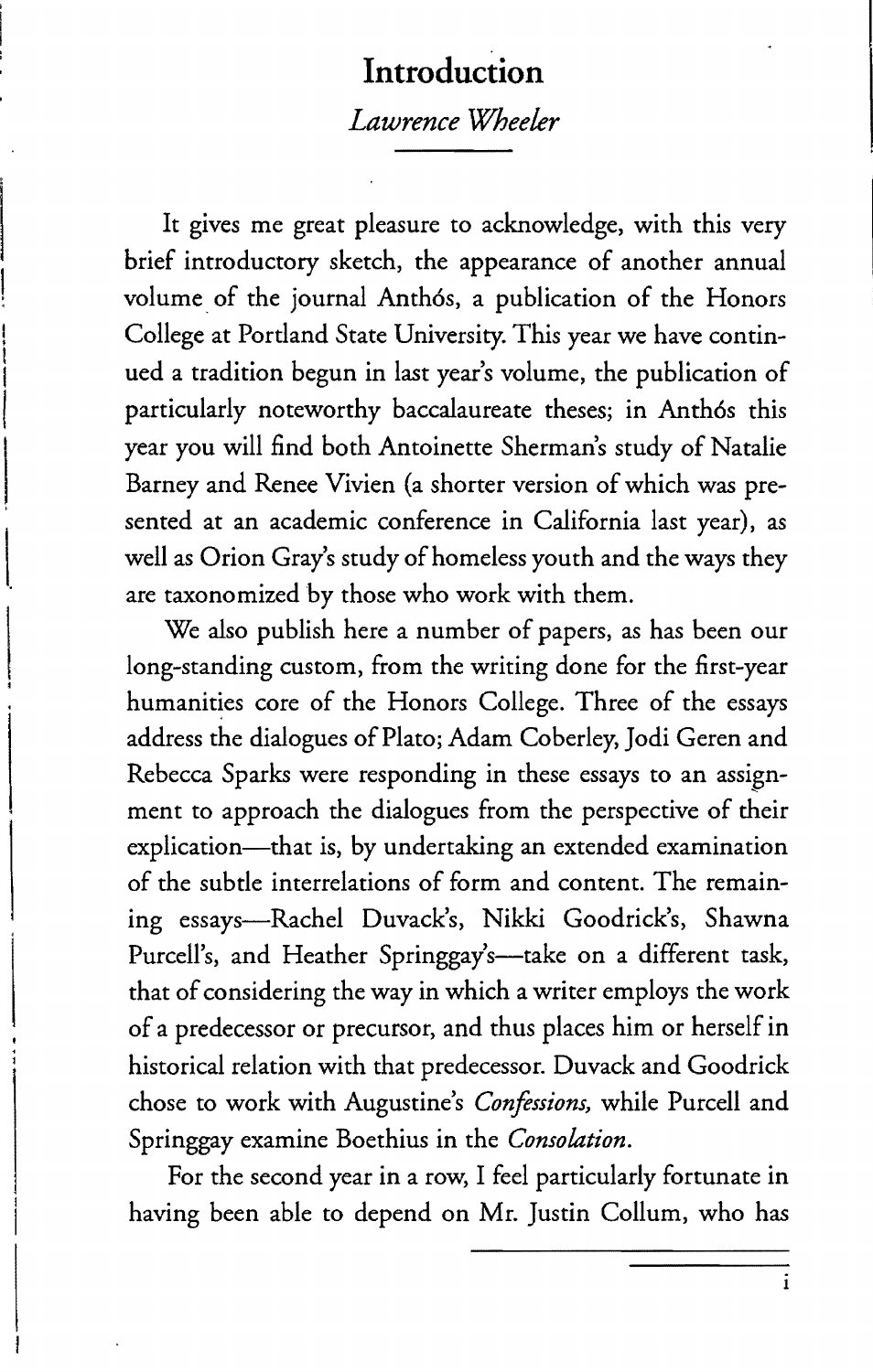# Introduction

*Lawrence Wheeler*

It gives me great pleasure to acknowledge, with this very brief introductory sketch, the appearance of another annual volume of the journal Anthós, a publication of the Honors College at Portland State University. This year we have continued a tradition begun in last year's volume, the publication of particularly noteworthy baccalaureate theses; in Anthós this year you will find both Antoinette Sherman's study of Natalie Barney and Renee Vivien (a shorter version of which was presented at an academic conference in California last year), as well as Orion Gray's study of homeless youth and the ways they are taxonomized by those who work with them.

We also publish here a number of papers, as has been our long-standing custom, from the writing done for the first-year humanities core of the Honors College. Three of the essays address the dialogues of Plato; Adam Coberley, Jodi Geren and Rebecca Sparks were responding in these essays to an assignment to approach the dialogues from the perspective of their explication—that is, by undertaking an extended examination of the subtle interrelations of form and content. The remaining essays—Rachel Duvack's, Nikki Goodrick's, Shawna Purcell's, and Heather Springgay's—take on a different task, that of considering the way in which a writer employs the work of a predecessor or precursor, and thus places him or herself in historical relation with that predecessor. Duvack and Goodrick chose to work with Augustine's *Confessions,* while Purcell and Springgay examine Boethius in the *Consolation.*

For the second year in a row, I feel particularly fortunate in having been able to depend on Mr. Justin Collum, who has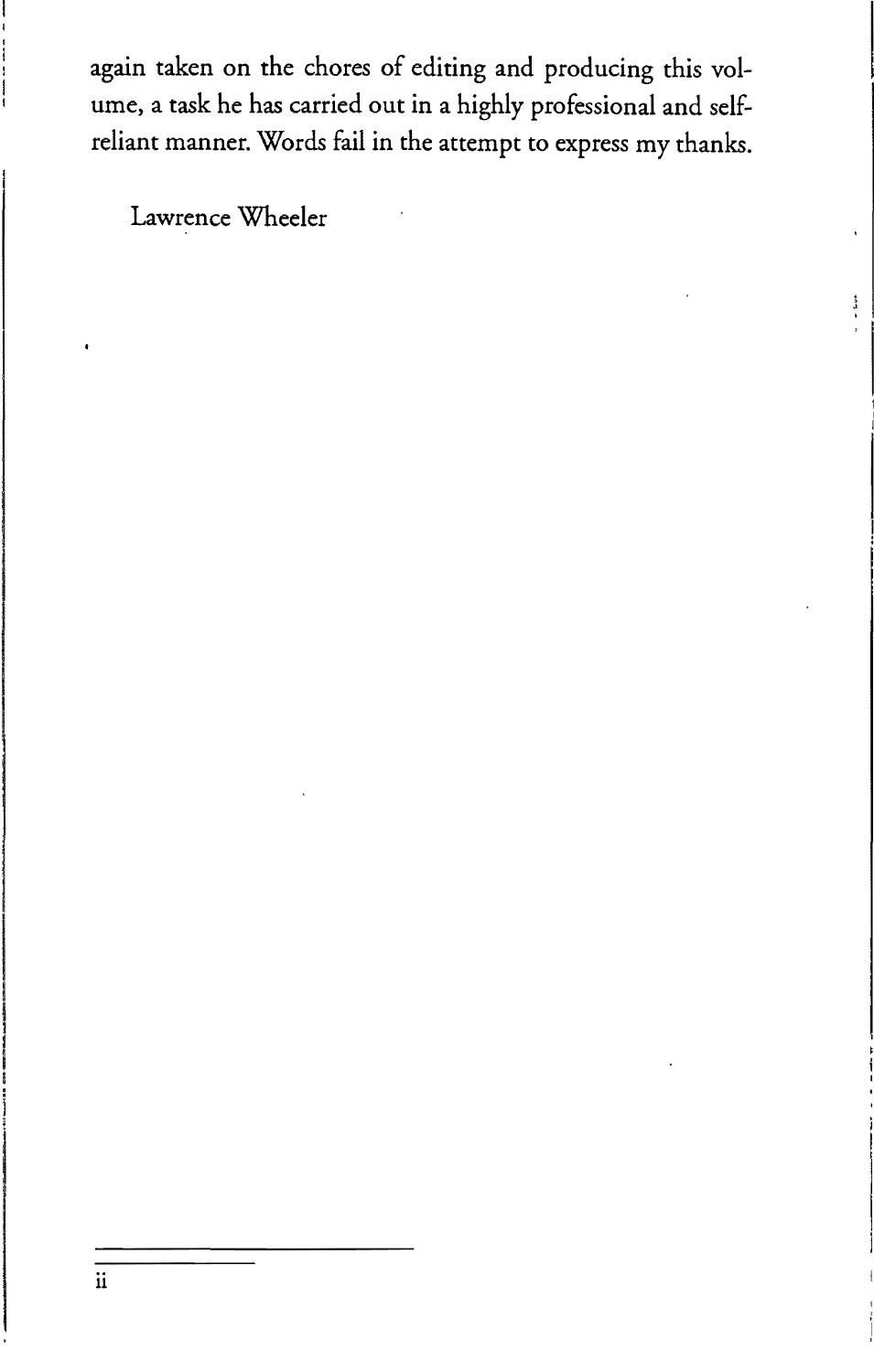again taken on the chores of editing and producing this volume, a task he has carried out in a highly professional and self-reliant manner. Words fail in the attempt to express my thanks.

Lawrence Wheeler